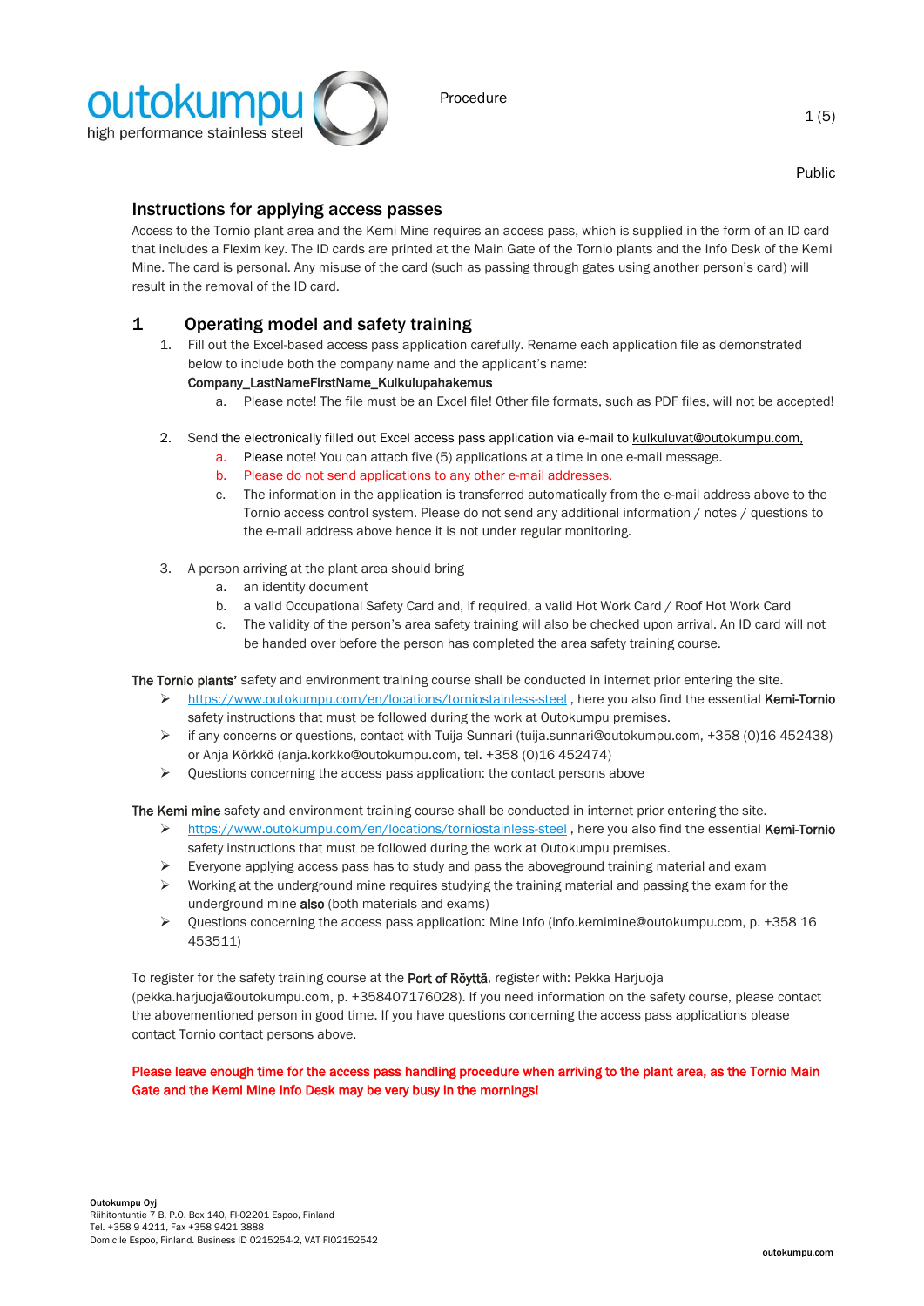Procedure

Public

## Instructions for applying access passes

Access to the Tornio plant area and the Kemi Mine requires an access pass, which is supplied in the form of an ID card that includes a Flexim key. The ID cards are printed at the Main Gate of the Tornio plants and the Info Desk of the Kemi Mine. The card is personal. Any misuse of the card (such as passing through gates using another person's card) will result in the removal of the ID card.

## 1 Operating model and safety training

1. Fill out the Excel-based access pass application carefully. Rename each application file as demonstrated below to include both the company name and the applicant's name:
   **Company_LastNameFirstName_Kulkulupahakemus**
   a. Please note! The file must be an Excel file! Other file formats, such as PDF files, will not be accepted!

2. Send **the electronically filled out Excel access pass application** via e-mail to kulkuluvat@outokumpu.com,
   a. Please note! You can attach five (5) applications at a time in one e-mail message.
   b. Please do not send applications to any other e-mail addresses.
   c. The information in the application is transferred automatically from the e-mail address above to the Tornio access control system. Please do not send any additional information / notes / questions to the e-mail address above hence it is not under regular monitoring.

3. A person arriving at the plant area should bring
   a. an identity document
   b. a valid Occupational Safety Card and, if required, a valid Hot Work Card / Roof Hot Work Card
   c. The validity of the person's area safety training will also be checked upon arrival. An ID card will not be handed over before the person has completed the area safety training course.

**The Tornio plants'** safety and environment training course shall be conducted in internet prior entering the site.

- https://www.outokumpu.com/en/locations/torniostainless-steel , here you also find the essential **Kemi-Tornio** safety instructions that must be followed during the work at Outokumpu premises.
- if any concerns or questions, contact with Tuija Sunnari (tuija.sunnari@outokumpu.com, +358 (0)16 452438) or Anja Körkkö (anja.korkko@outokumpu.com, tel. +358 (0)16 452474)
- Questions concerning the access pass application: the contact persons above

**The Kemi mine** safety and environment training course shall be conducted in internet prior entering the site.

- https://www.outokumpu.com/en/locations/torniostainless-steel , here you also find the essential **Kemi-Tornio** safety instructions that must be followed during the work at Outokumpu premises.
- Everyone applying access pass has to study and pass the aboveground training material and exam
- Working at the underground mine requires studying the training material and passing the exam for the underground mine **also** (both materials and exams)
- Questions concerning the access pass application**:** Mine Info (info.kemimine@outokumpu.com, p. +358 16 453511)

To register for the safety training course at the **Port of Röyttä**, register with: Pekka Harjuoja (pekka.harjuoja@outokumpu.com, p. +358407176028). If you need information on the safety course, please contact the abovementioned person in good time. If you have questions concerning the access pass applications please contact Tornio contact persons above.

**Please leave enough time for the access pass handling procedure when arriving to the plant area, as the Tornio Main Gate and the Kemi Mine Info Desk may be very busy in the mornings!**

**Outokumpu Oyj**
Riihitontuntie 7 B, P.O. Box 140, FI-02201 Espoo, Finland
Tel. +358 9 4211, Fax +358 9421 3888
Domicile Espoo, Finland. Business ID 0215254-2, VAT FI02152542

outokumpu.com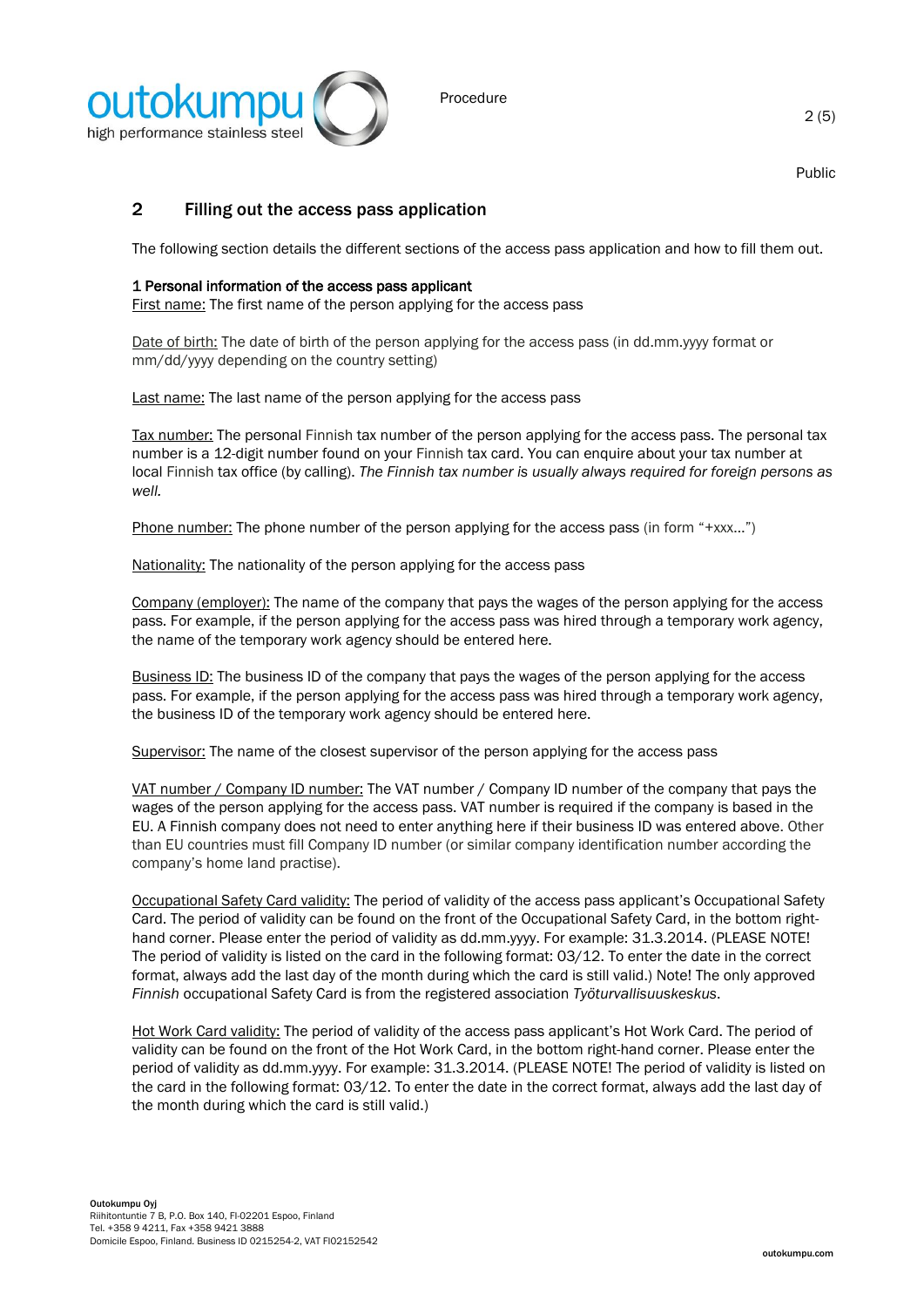## 2 Filling out the access pass application

The following section details the different sections of the access pass application and how to fill them out.

**1 Personal information of the access pass applicant**

First name: The first name of the person applying for the access pass

Date of birth: The date of birth of the person applying for the access pass (in dd.mm.yyyy format or mm/dd/yyyy depending on the country setting)

Last name: The last name of the person applying for the access pass

Tax number: The personal Finnish tax number of the person applying for the access pass. The personal tax number is a 12-digit number found on your Finnish tax card. You can enquire about your tax number at local Finnish tax office (by calling). *The Finnish tax number is usually always required for foreign persons as well.*

Phone number: The phone number of the person applying for the access pass (in form "+xxx…")

Nationality: The nationality of the person applying for the access pass

Company (employer): The name of the company that pays the wages of the person applying for the access pass. For example, if the person applying for the access pass was hired through a temporary work agency, the name of the temporary work agency should be entered here.

Business ID: The business ID of the company that pays the wages of the person applying for the access pass. For example, if the person applying for the access pass was hired through a temporary work agency, the business ID of the temporary work agency should be entered here.

Supervisor: The name of the closest supervisor of the person applying for the access pass

VAT number / Company ID number: The VAT number / Company ID number of the company that pays the wages of the person applying for the access pass. VAT number is required if the company is based in the EU. A Finnish company does not need to enter anything here if their business ID was entered above. Other than EU countries must fill Company ID number (or similar company identification number according the company's home land practise).

Occupational Safety Card validity: The period of validity of the access pass applicant's Occupational Safety Card. The period of validity can be found on the front of the Occupational Safety Card, in the bottom right-hand corner. Please enter the period of validity as dd.mm.yyyy. For example: 31.3.2014. (PLEASE NOTE! The period of validity is listed on the card in the following format: 03/12. To enter the date in the correct format, always add the last day of the month during which the card is still valid.) Note! The only approved *Finnish* occupational Safety Card is from the registered association *Työturvallisuuskeskus*.

Hot Work Card validity: The period of validity of the access pass applicant's Hot Work Card. The period of validity can be found on the front of the Hot Work Card, in the bottom right-hand corner. Please enter the period of validity as dd.mm.yyyy. For example: 31.3.2014. (PLEASE NOTE! The period of validity is listed on the card in the following format: 03/12. To enter the date in the correct format, always add the last day of the month during which the card is still valid.)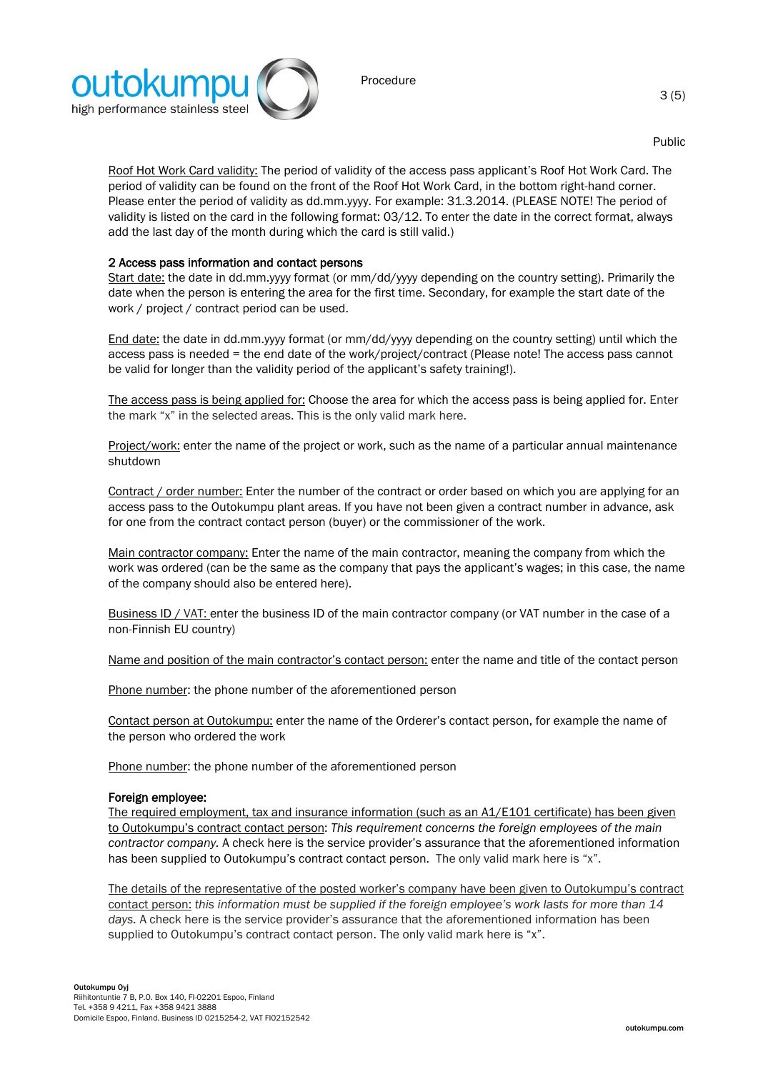Roof Hot Work Card validity: The period of validity of the access pass applicant's Roof Hot Work Card. The period of validity can be found on the front of the Roof Hot Work Card, in the bottom right-hand corner. Please enter the period of validity as dd.mm.yyyy. For example: 31.3.2014. (PLEASE NOTE! The period of validity is listed on the card in the following format: 03/12. To enter the date in the correct format, always add the last day of the month during which the card is still valid.)

### 2 Access pass information and contact persons

Start date: the date in dd.mm.yyyy format (or mm/dd/yyyy depending on the country setting). Primarily the date when the person is entering the area for the first time. Secondary, for example the start date of the work / project / contract period can be used.

End date: the date in dd.mm.yyyy format (or mm/dd/yyyy depending on the country setting) until which the access pass is needed = the end date of the work/project/contract (Please note! The access pass cannot be valid for longer than the validity period of the applicant's safety training!).

The access pass is being applied for: Choose the area for which the access pass is being applied for. Enter the mark "x" in the selected areas. This is the only valid mark here.

Project/work: enter the name of the project or work, such as the name of a particular annual maintenance shutdown

Contract / order number: Enter the number of the contract or order based on which you are applying for an access pass to the Outokumpu plant areas. If you have not been given a contract number in advance, ask for one from the contract contact person (buyer) or the commissioner of the work.

Main contractor company: Enter the name of the main contractor, meaning the company from which the work was ordered (can be the same as the company that pays the applicant's wages; in this case, the name of the company should also be entered here).

Business ID / VAT: enter the business ID of the main contractor company (or VAT number in the case of a non-Finnish EU country)

Name and position of the main contractor's contact person: enter the name and title of the contact person

Phone number: the phone number of the aforementioned person

Contact person at Outokumpu: enter the name of the Orderer's contact person, for example the name of the person who ordered the work

Phone number: the phone number of the aforementioned person

### Foreign employee:

The required employment, tax and insurance information (such as an A1/E101 certificate) has been given to Outokumpu's contract contact person: *This requirement concerns the foreign employees of the main contractor company.* A check here is the service provider's assurance that the aforementioned information has been supplied to Outokumpu's contract contact person. The only valid mark here is "x".

The details of the representative of the posted worker's company have been given to Outokumpu's contract contact person: *this information must be supplied if the foreign employee's work lasts for more than 14 days.* A check here is the service provider's assurance that the aforementioned information has been supplied to Outokumpu's contract contact person. The only valid mark here is "x".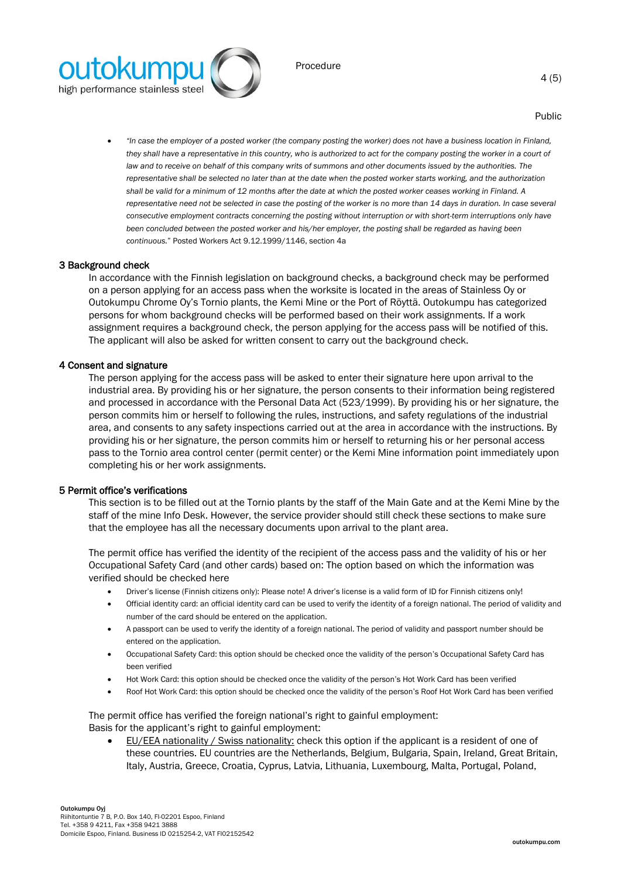- *"In case the employer of a posted worker (the company posting the worker) does not have a business location in Finland, they shall have a representative in this country, who is authorized to act for the company posting the worker in a court of law and to receive on behalf of this company writs of summons and other documents issued by the authorities. The representative shall be selected no later than at the date when the posted worker starts working, and the authorization shall be valid for a minimum of 12 months after the date at which the posted worker ceases working in Finland. A representative need not be selected in case the posting of the worker is no more than 14 days in duration. In case several consecutive employment contracts concerning the posting without interruption or with short-term interruptions only have been concluded between the posted worker and his/her employer, the posting shall be regarded as having been continuous."* Posted Workers Act 9.12.1999/1146, section 4a

## 3 Background check

In accordance with the Finnish legislation on background checks, a background check may be performed on a person applying for an access pass when the worksite is located in the areas of Stainless Oy or Outokumpu Chrome Oy's Tornio plants, the Kemi Mine or the Port of Röyttä. Outokumpu has categorized persons for whom background checks will be performed based on their work assignments. If a work assignment requires a background check, the person applying for the access pass will be notified of this. The applicant will also be asked for written consent to carry out the background check.

## 4 Consent and signature

The person applying for the access pass will be asked to enter their signature here upon arrival to the industrial area. By providing his or her signature, the person consents to their information being registered and processed in accordance with the Personal Data Act (523/1999). By providing his or her signature, the person commits him or herself to following the rules, instructions, and safety regulations of the industrial area, and consents to any safety inspections carried out at the area in accordance with the instructions. By providing his or her signature, the person commits him or herself to returning his or her personal access pass to the Tornio area control center (permit center) or the Kemi Mine information point immediately upon completing his or her work assignments.

## 5 Permit office's verifications

This section is to be filled out at the Tornio plants by the staff of the Main Gate and at the Kemi Mine by the staff of the mine Info Desk. However, the service provider should still check these sections to make sure that the employee has all the necessary documents upon arrival to the plant area.

The permit office has verified the identity of the recipient of the access pass and the validity of his or her Occupational Safety Card (and other cards) based on: The option based on which the information was verified should be checked here

- Driver's license (Finnish citizens only): Please note! A driver's license is a valid form of ID for Finnish citizens only!
- Official identity card: an official identity card can be used to verify the identity of a foreign national. The period of validity and number of the card should be entered on the application.
- A passport can be used to verify the identity of a foreign national. The period of validity and passport number should be entered on the application.
- Occupational Safety Card: this option should be checked once the validity of the person's Occupational Safety Card has been verified
- Hot Work Card: this option should be checked once the validity of the person's Hot Work Card has been verified
- Roof Hot Work Card: this option should be checked once the validity of the person's Roof Hot Work Card has been verified

The permit office has verified the foreign national's right to gainful employment:
Basis for the applicant's right to gainful employment:

- EU/EEA nationality / Swiss nationality: check this option if the applicant is a resident of one of these countries. EU countries are the Netherlands, Belgium, Bulgaria, Spain, Ireland, Great Britain, Italy, Austria, Greece, Croatia, Cyprus, Latvia, Lithuania, Luxembourg, Malta, Portugal, Poland,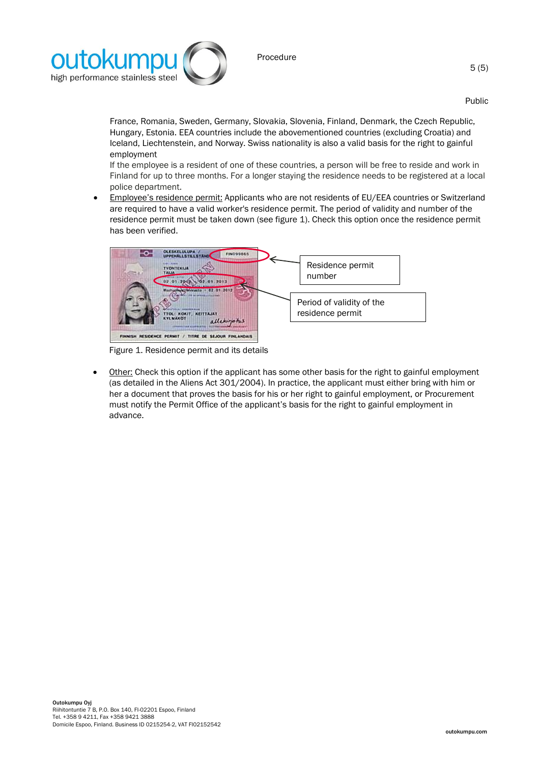France, Romania, Sweden, Germany, Slovakia, Slovenia, Finland, Denmark, the Czech Republic, Hungary, Estonia. EEA countries include the abovementioned countries (excluding Croatia) and Iceland, Liechtenstein, and Norway. Swiss nationality is also a valid basis for the right to gainful employment

If the employee is a resident of one of these countries, a person will be free to reside and work in Finland for up to three months. For a longer staying the residence needs to be registered at a local police department.

- Employee's residence permit: Applicants who are not residents of EU/EEA countries or Switzerland are required to have a valid worker's residence permit. The period of validity and number of the residence permit must be taken down (see figure 1). Check this option once the residence permit has been verified.

Residence permit number

Period of validity of the residence permit

Figure 1. Residence permit and its details

- Other: Check this option if the applicant has some other basis for the right to gainful employment (as detailed in the Aliens Act 301/2004). In practice, the applicant must either bring with him or her a document that proves the basis for his or her right to gainful employment, or Procurement must notify the Permit Office of the applicant's basis for the right to gainful employment in advance.